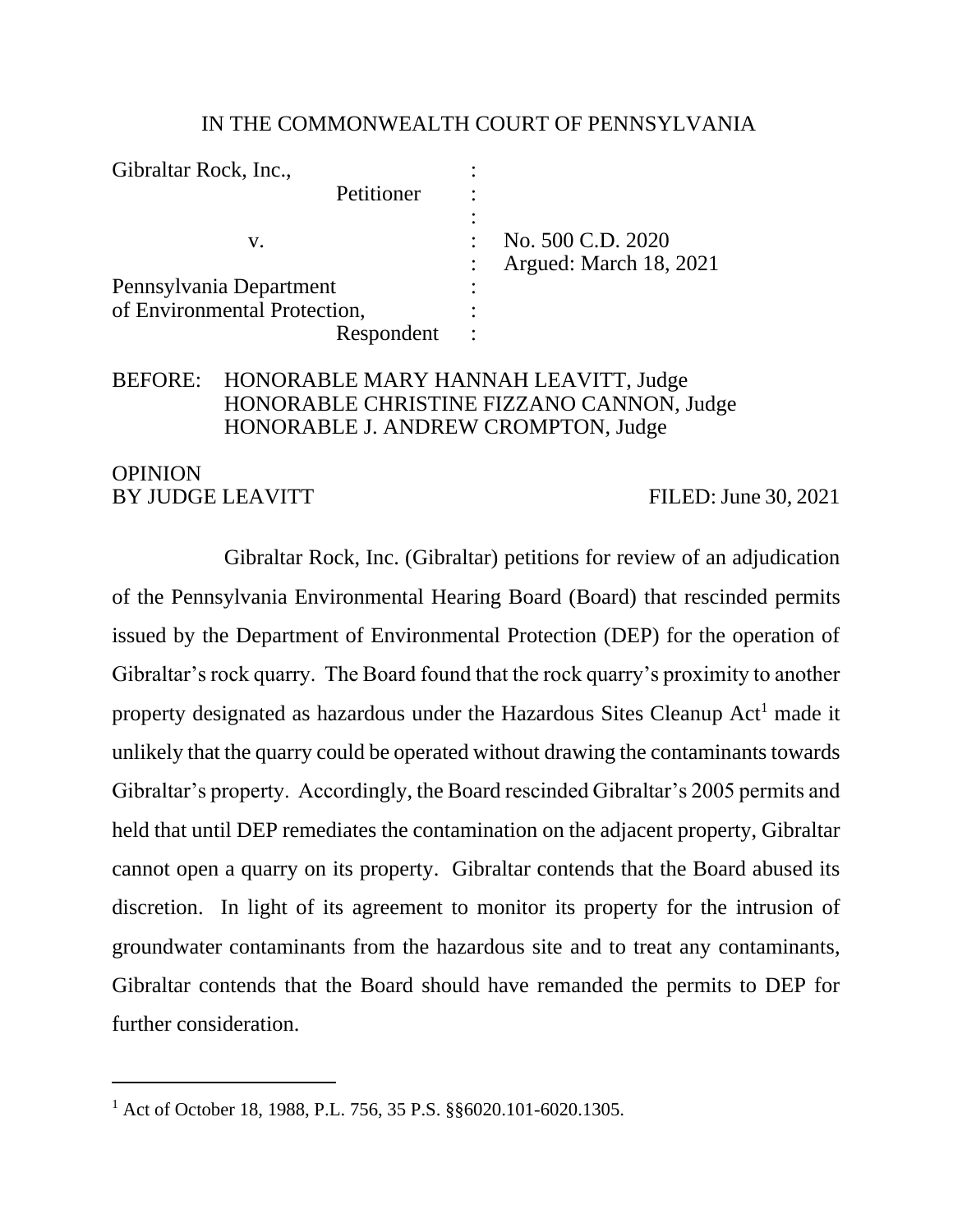IN THE COMMONWEALTH COURT OF PENNSYLVANIA

| | | |
|---|---|---|
| Gibraltar Rock, Inc., Petitioner | : | |
| v. | : | No. 500 C.D. 2020 |
| | : | Argued: March 18, 2021 |
| Pennsylvania Department of Environmental Protection, Respondent | : | |

BEFORE: HONORABLE MARY HANNAH LEAVITT, Judge
HONORABLE CHRISTINE FIZZANO CANNON, Judge
HONORABLE J. ANDREW CROMPTON, Judge

OPINION
BY JUDGE LEAVITT FILED: June 30, 2021

Gibraltar Rock, Inc. (Gibraltar) petitions for review of an adjudication of the Pennsylvania Environmental Hearing Board (Board) that rescinded permits issued by the Department of Environmental Protection (DEP) for the operation of Gibraltar's rock quarry. The Board found that the rock quarry's proximity to another property designated as hazardous under the Hazardous Sites Cleanup Act[1] made it unlikely that the quarry could be operated without drawing the contaminants towards Gibraltar's property. Accordingly, the Board rescinded Gibraltar's 2005 permits and held that until DEP remediates the contamination on the adjacent property, Gibraltar cannot open a quarry on its property. Gibraltar contends that the Board abused its discretion. In light of its agreement to monitor its property for the intrusion of groundwater contaminants from the hazardous site and to treat any contaminants, Gibraltar contends that the Board should have remanded the permits to DEP for further consideration.

---

[1] Act of October 18, 1988, P.L. 756, 35 P.S. §§6020.101-6020.1305.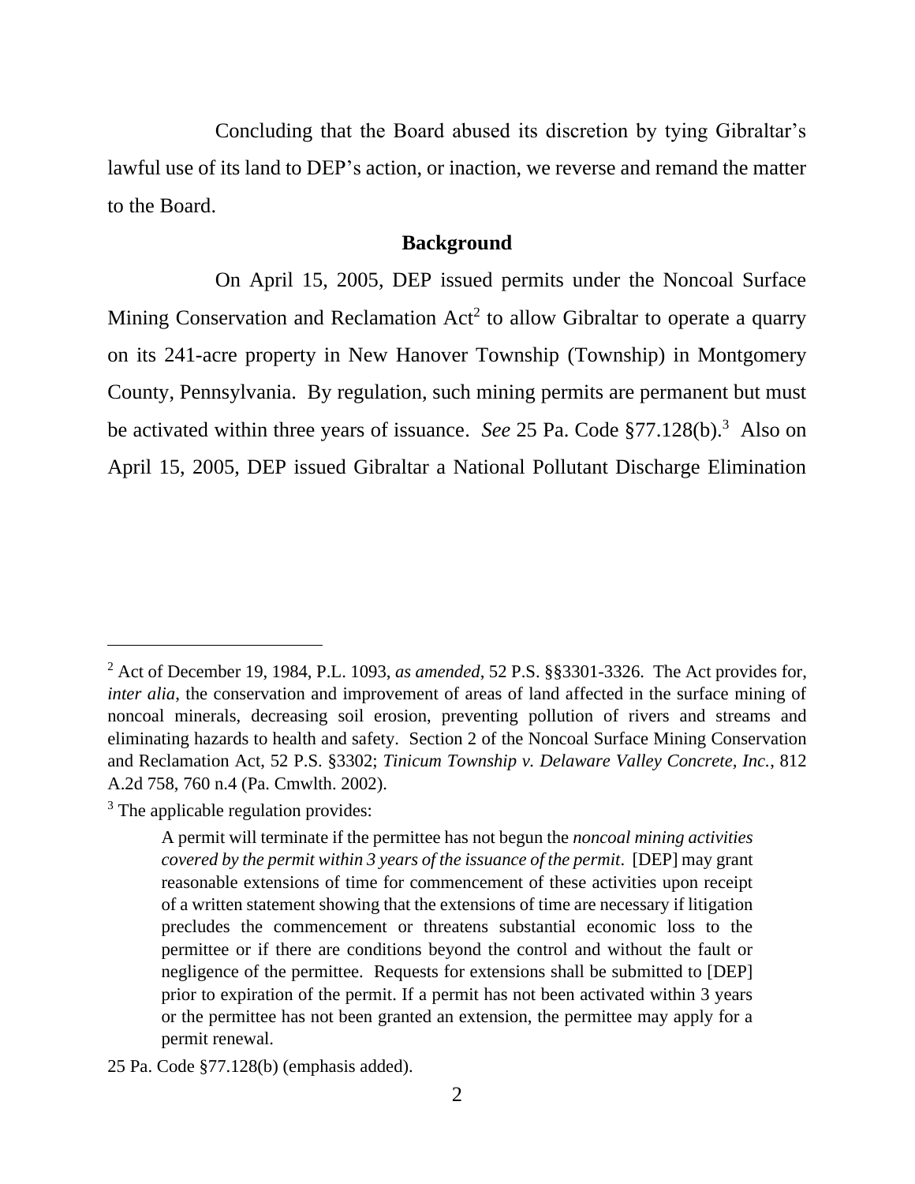Concluding that the Board abused its discretion by tying Gibraltar's lawful use of its land to DEP's action, or inaction, we reverse and remand the matter to the Board.

**Background**

On April 15, 2005, DEP issued permits under the Noncoal Surface Mining Conservation and Reclamation Act[2] to allow Gibraltar to operate a quarry on its 241-acre property in New Hanover Township (Township) in Montgomery County, Pennsylvania. By regulation, such mining permits are permanent but must be activated within three years of issuance. *See* 25 Pa. Code §77.128(b).[3] Also on April 15, 2005, DEP issued Gibraltar a National Pollutant Discharge Elimination

---

[2] Act of December 19, 1984, P.L. 1093, *as amended*, 52 P.S. §§3301-3326. The Act provides for, *inter alia*, the conservation and improvement of areas of land affected in the surface mining of noncoal minerals, decreasing soil erosion, preventing pollution of rivers and streams and eliminating hazards to health and safety. Section 2 of the Noncoal Surface Mining Conservation and Reclamation Act, 52 P.S. §3302; *Tinicum Township v. Delaware Valley Concrete, Inc.*, 812 A.2d 758, 760 n.4 (Pa. Cmwlth. 2002).

[3] The applicable regulation provides:

> A permit will terminate if the permittee has not begun the *noncoal mining activities covered by the permit within 3 years of the issuance of the permit*. [DEP] may grant reasonable extensions of time for commencement of these activities upon receipt of a written statement showing that the extensions of time are necessary if litigation precludes the commencement or threatens substantial economic loss to the permittee or if there are conditions beyond the control and without the fault or negligence of the permittee. Requests for extensions shall be submitted to [DEP] prior to expiration of the permit. If a permit has not been activated within 3 years or the permittee has not been granted an extension, the permittee may apply for a permit renewal.

25 Pa. Code §77.128(b) (emphasis added).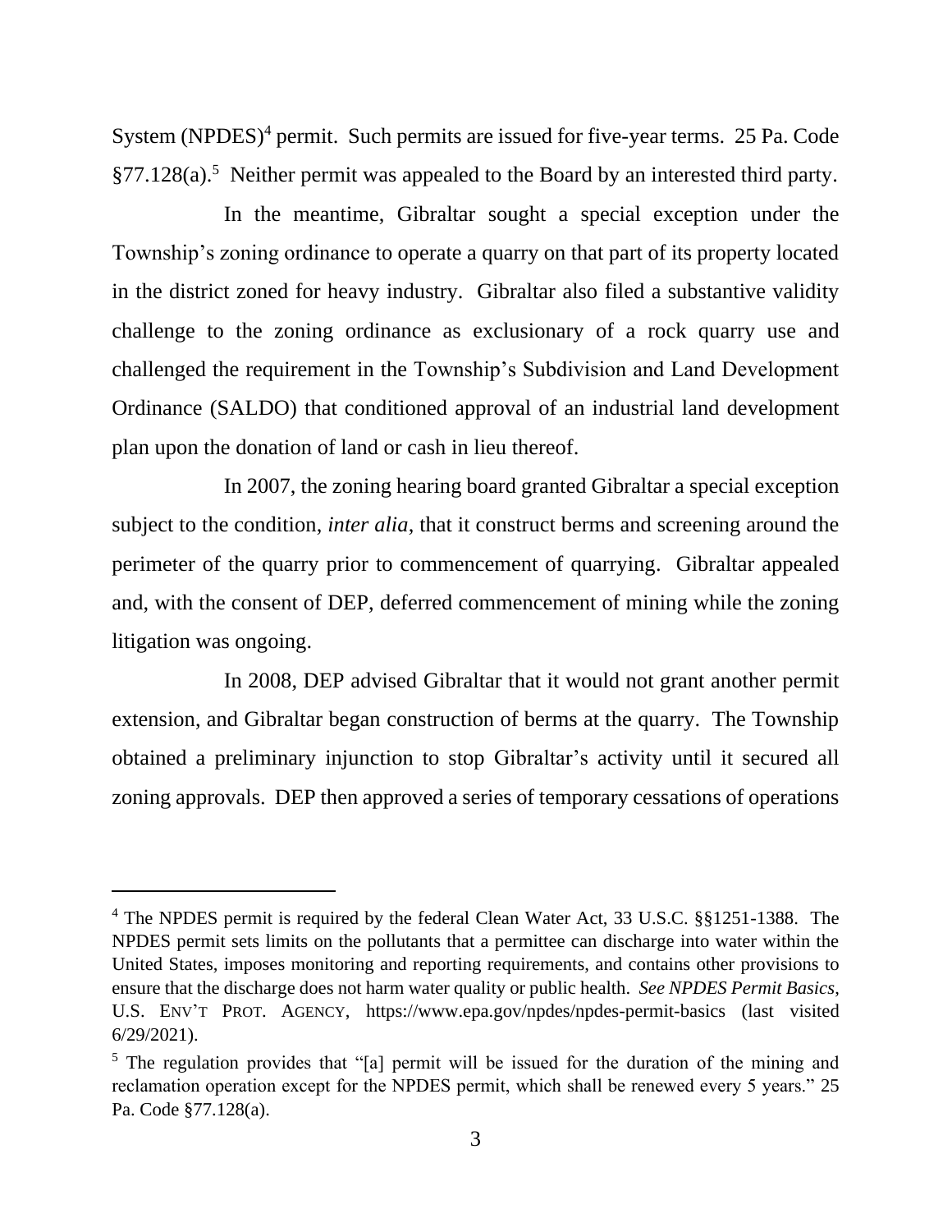System (NPDES)[4] permit. Such permits are issued for five-year terms. 25 Pa. Code §77.128(a).[5] Neither permit was appealed to the Board by an interested third party.

In the meantime, Gibraltar sought a special exception under the Township's zoning ordinance to operate a quarry on that part of its property located in the district zoned for heavy industry. Gibraltar also filed a substantive validity challenge to the zoning ordinance as exclusionary of a rock quarry use and challenged the requirement in the Township's Subdivision and Land Development Ordinance (SALDO) that conditioned approval of an industrial land development plan upon the donation of land or cash in lieu thereof.

In 2007, the zoning hearing board granted Gibraltar a special exception subject to the condition, *inter alia*, that it construct berms and screening around the perimeter of the quarry prior to commencement of quarrying. Gibraltar appealed and, with the consent of DEP, deferred commencement of mining while the zoning litigation was ongoing.

In 2008, DEP advised Gibraltar that it would not grant another permit extension, and Gibraltar began construction of berms at the quarry. The Township obtained a preliminary injunction to stop Gibraltar's activity until it secured all zoning approvals. DEP then approved a series of temporary cessations of operations

---

[4] The NPDES permit is required by the federal Clean Water Act, 33 U.S.C. §§1251-1388. The NPDES permit sets limits on the pollutants that a permittee can discharge into water within the United States, imposes monitoring and reporting requirements, and contains other provisions to ensure that the discharge does not harm water quality or public health. *See NPDES Permit Basics*, U.S. ENV'T PROT. AGENCY, https://www.epa.gov/npdes/npdes-permit-basics (last visited 6/29/2021).

[5] The regulation provides that "[a] permit will be issued for the duration of the mining and reclamation operation except for the NPDES permit, which shall be renewed every 5 years." 25 Pa. Code §77.128(a).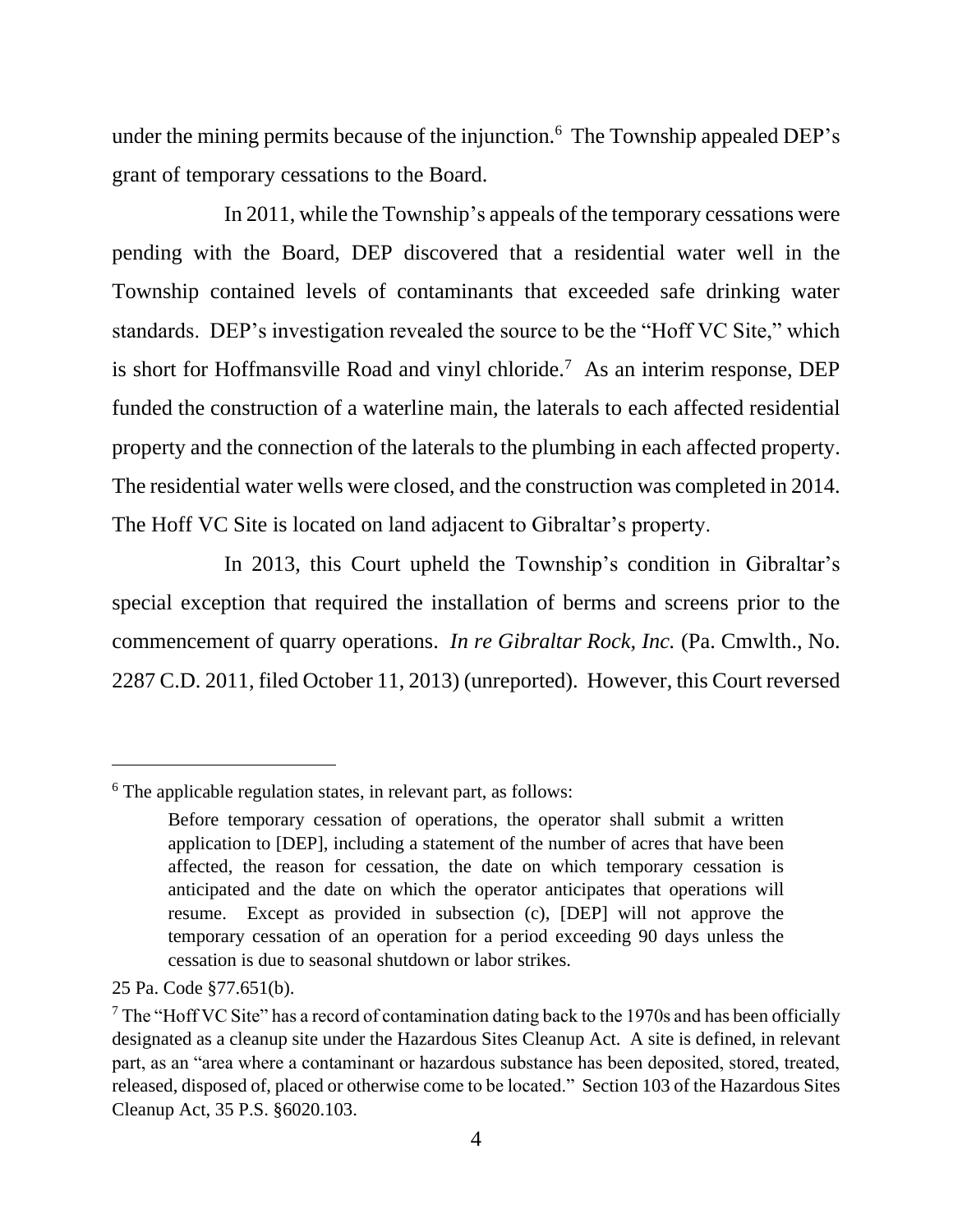under the mining permits because of the injunction.[6] The Township appealed DEP's grant of temporary cessations to the Board.

In 2011, while the Township's appeals of the temporary cessations were pending with the Board, DEP discovered that a residential water well in the Township contained levels of contaminants that exceeded safe drinking water standards. DEP's investigation revealed the source to be the "Hoff VC Site," which is short for Hoffmansville Road and vinyl chloride.[7] As an interim response, DEP funded the construction of a waterline main, the laterals to each affected residential property and the connection of the laterals to the plumbing in each affected property. The residential water wells were closed, and the construction was completed in 2014. The Hoff VC Site is located on land adjacent to Gibraltar's property.

In 2013, this Court upheld the Township's condition in Gibraltar's special exception that required the installation of berms and screens prior to the commencement of quarry operations. *In re Gibraltar Rock, Inc.* (Pa. Cmwlth., No. 2287 C.D. 2011, filed October 11, 2013) (unreported). However, this Court reversed

---

[6] The applicable regulation states, in relevant part, as follows:

> Before temporary cessation of operations, the operator shall submit a written application to [DEP], including a statement of the number of acres that have been affected, the reason for cessation, the date on which temporary cessation is anticipated and the date on which the operator anticipates that operations will resume. Except as provided in subsection (c), [DEP] will not approve the temporary cessation of an operation for a period exceeding 90 days unless the cessation is due to seasonal shutdown or labor strikes.

25 Pa. Code §77.651(b).

[7] The "Hoff VC Site" has a record of contamination dating back to the 1970s and has been officially designated as a cleanup site under the Hazardous Sites Cleanup Act. A site is defined, in relevant part, as an "area where a contaminant or hazardous substance has been deposited, stored, treated, released, disposed of, placed or otherwise come to be located." Section 103 of the Hazardous Sites Cleanup Act, 35 P.S. §6020.103.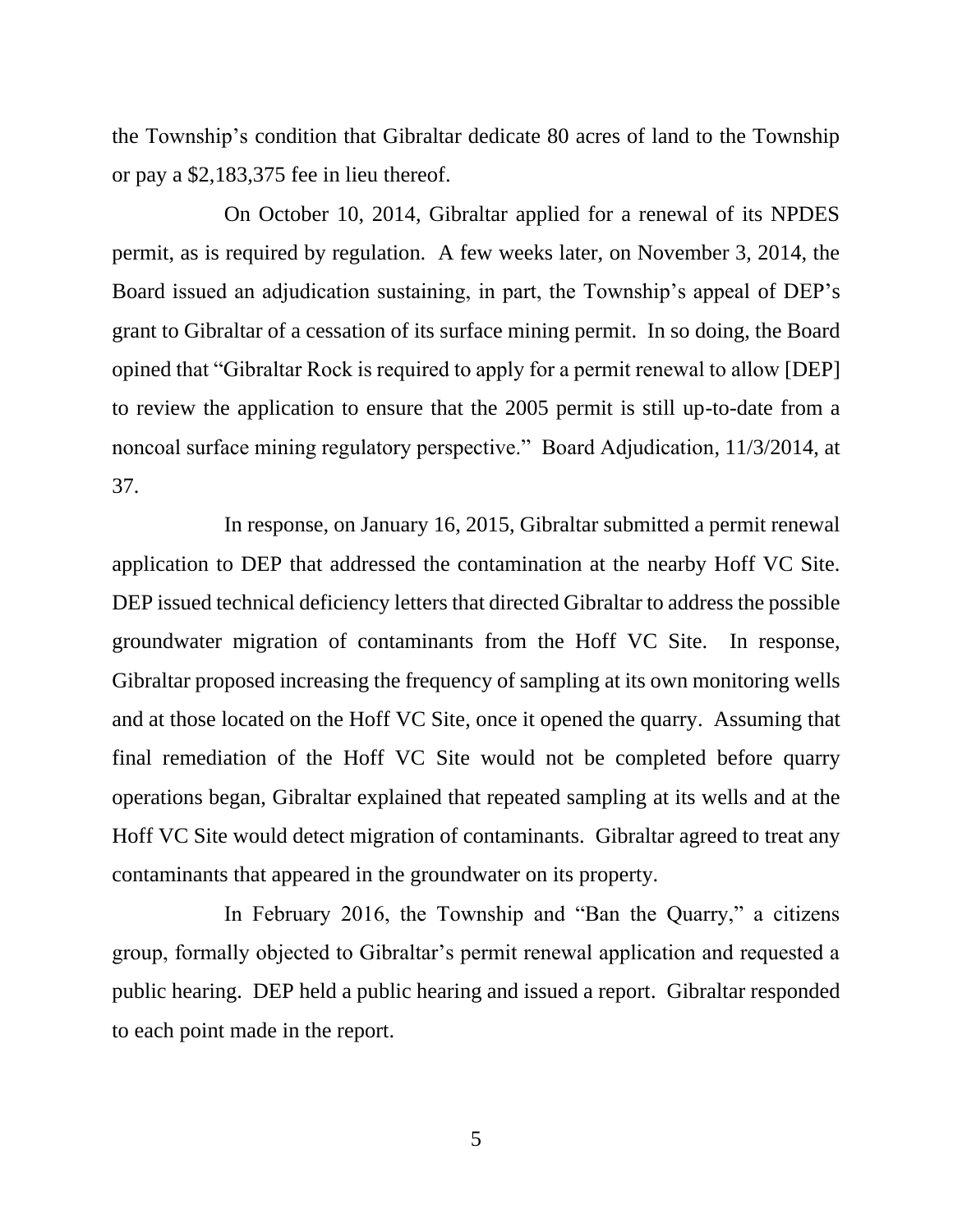the Township's condition that Gibraltar dedicate 80 acres of land to the Township or pay a $2,183,375 fee in lieu thereof.

On October 10, 2014, Gibraltar applied for a renewal of its NPDES permit, as is required by regulation. A few weeks later, on November 3, 2014, the Board issued an adjudication sustaining, in part, the Township's appeal of DEP's grant to Gibraltar of a cessation of its surface mining permit. In so doing, the Board opined that "Gibraltar Rock is required to apply for a permit renewal to allow [DEP] to review the application to ensure that the 2005 permit is still up-to-date from a noncoal surface mining regulatory perspective." Board Adjudication, 11/3/2014, at 37.

In response, on January 16, 2015, Gibraltar submitted a permit renewal application to DEP that addressed the contamination at the nearby Hoff VC Site. DEP issued technical deficiency letters that directed Gibraltar to address the possible groundwater migration of contaminants from the Hoff VC Site. In response, Gibraltar proposed increasing the frequency of sampling at its own monitoring wells and at those located on the Hoff VC Site, once it opened the quarry. Assuming that final remediation of the Hoff VC Site would not be completed before quarry operations began, Gibraltar explained that repeated sampling at its wells and at the Hoff VC Site would detect migration of contaminants. Gibraltar agreed to treat any contaminants that appeared in the groundwater on its property.

In February 2016, the Township and "Ban the Quarry," a citizens group, formally objected to Gibraltar's permit renewal application and requested a public hearing. DEP held a public hearing and issued a report. Gibraltar responded to each point made in the report.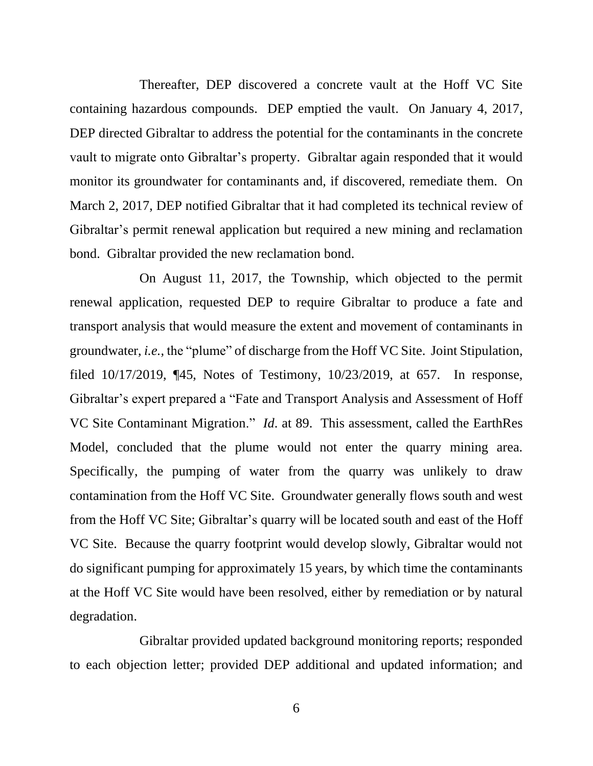Thereafter, DEP discovered a concrete vault at the Hoff VC Site containing hazardous compounds. DEP emptied the vault. On January 4, 2017, DEP directed Gibraltar to address the potential for the contaminants in the concrete vault to migrate onto Gibraltar's property. Gibraltar again responded that it would monitor its groundwater for contaminants and, if discovered, remediate them. On March 2, 2017, DEP notified Gibraltar that it had completed its technical review of Gibraltar's permit renewal application but required a new mining and reclamation bond. Gibraltar provided the new reclamation bond.

On August 11, 2017, the Township, which objected to the permit renewal application, requested DEP to require Gibraltar to produce a fate and transport analysis that would measure the extent and movement of contaminants in groundwater, *i.e.*, the "plume" of discharge from the Hoff VC Site. Joint Stipulation, filed 10/17/2019, ¶45, Notes of Testimony, 10/23/2019, at 657. In response, Gibraltar's expert prepared a "Fate and Transport Analysis and Assessment of Hoff VC Site Contaminant Migration." *Id*. at 89. This assessment, called the EarthRes Model, concluded that the plume would not enter the quarry mining area. Specifically, the pumping of water from the quarry was unlikely to draw contamination from the Hoff VC Site. Groundwater generally flows south and west from the Hoff VC Site; Gibraltar's quarry will be located south and east of the Hoff VC Site. Because the quarry footprint would develop slowly, Gibraltar would not do significant pumping for approximately 15 years, by which time the contaminants at the Hoff VC Site would have been resolved, either by remediation or by natural degradation.

Gibraltar provided updated background monitoring reports; responded to each objection letter; provided DEP additional and updated information; and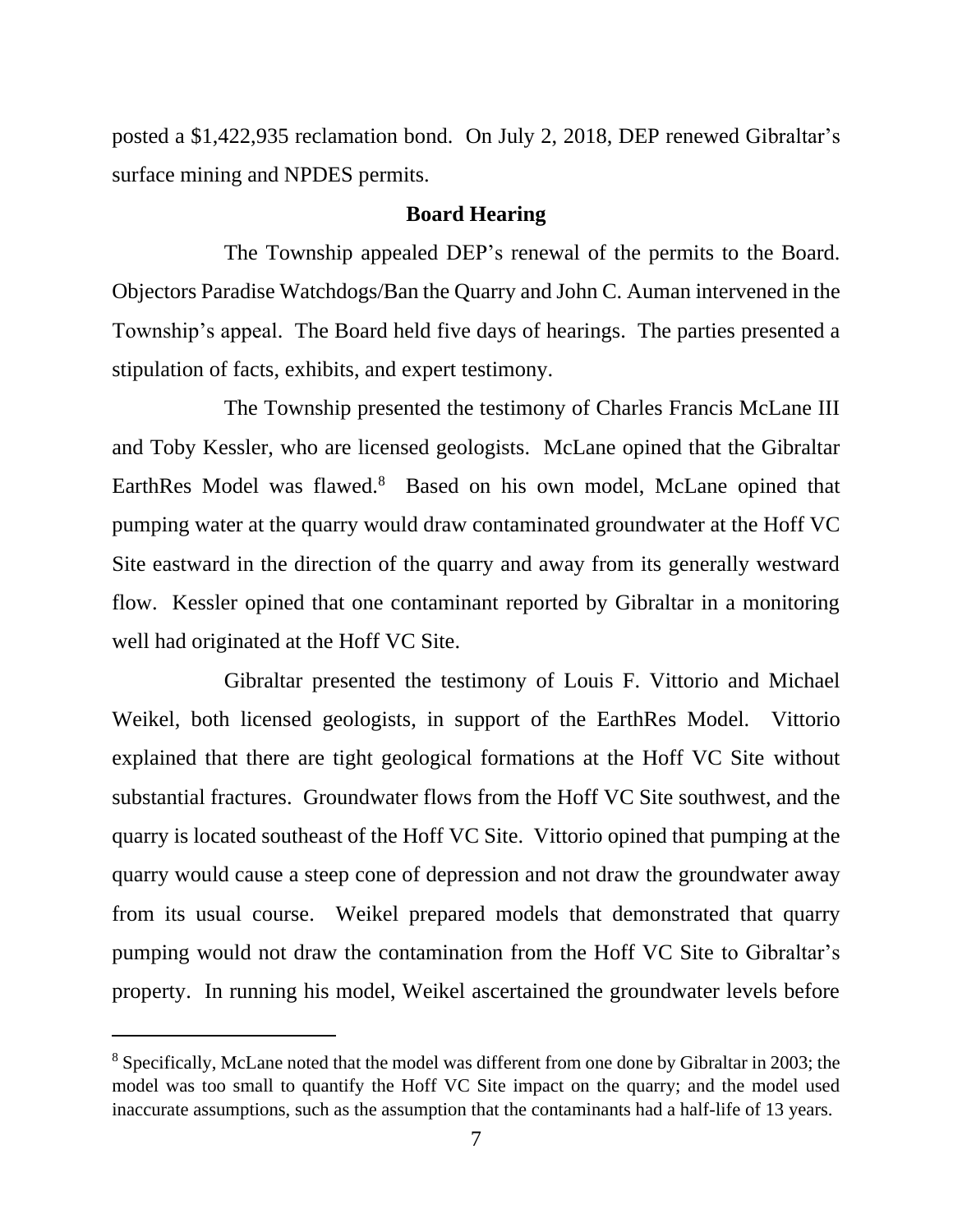posted a $1,422,935 reclamation bond. On July 2, 2018, DEP renewed Gibraltar's surface mining and NPDES permits.

**Board Hearing**

The Township appealed DEP's renewal of the permits to the Board. Objectors Paradise Watchdogs/Ban the Quarry and John C. Auman intervened in the Township's appeal. The Board held five days of hearings. The parties presented a stipulation of facts, exhibits, and expert testimony.

The Township presented the testimony of Charles Francis McLane III and Toby Kessler, who are licensed geologists. McLane opined that the Gibraltar EarthRes Model was flawed.[8] Based on his own model, McLane opined that pumping water at the quarry would draw contaminated groundwater at the Hoff VC Site eastward in the direction of the quarry and away from its generally westward flow. Kessler opined that one contaminant reported by Gibraltar in a monitoring well had originated at the Hoff VC Site.

Gibraltar presented the testimony of Louis F. Vittorio and Michael Weikel, both licensed geologists, in support of the EarthRes Model. Vittorio explained that there are tight geological formations at the Hoff VC Site without substantial fractures. Groundwater flows from the Hoff VC Site southwest, and the quarry is located southeast of the Hoff VC Site. Vittorio opined that pumping at the quarry would cause a steep cone of depression and not draw the groundwater away from its usual course. Weikel prepared models that demonstrated that quarry pumping would not draw the contamination from the Hoff VC Site to Gibraltar's property. In running his model, Weikel ascertained the groundwater levels before

[8] Specifically, McLane noted that the model was different from one done by Gibraltar in 2003; the model was too small to quantify the Hoff VC Site impact on the quarry; and the model used inaccurate assumptions, such as the assumption that the contaminants had a half-life of 13 years.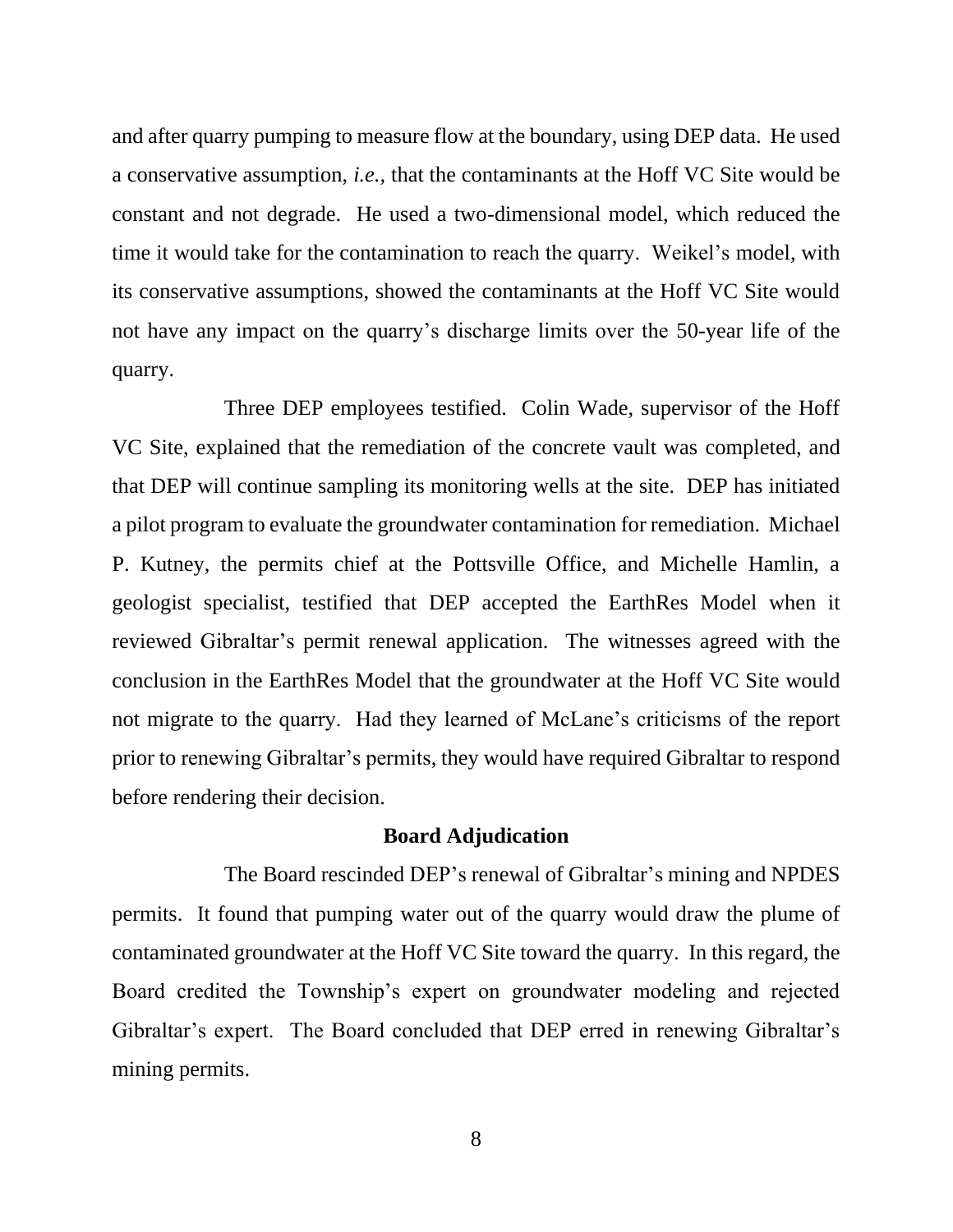and after quarry pumping to measure flow at the boundary, using DEP data. He used a conservative assumption, *i.e.*, that the contaminants at the Hoff VC Site would be constant and not degrade. He used a two-dimensional model, which reduced the time it would take for the contamination to reach the quarry. Weikel's model, with its conservative assumptions, showed the contaminants at the Hoff VC Site would not have any impact on the quarry's discharge limits over the 50-year life of the quarry.

Three DEP employees testified. Colin Wade, supervisor of the Hoff VC Site, explained that the remediation of the concrete vault was completed, and that DEP will continue sampling its monitoring wells at the site. DEP has initiated a pilot program to evaluate the groundwater contamination for remediation. Michael P. Kutney, the permits chief at the Pottsville Office, and Michelle Hamlin, a geologist specialist, testified that DEP accepted the EarthRes Model when it reviewed Gibraltar's permit renewal application. The witnesses agreed with the conclusion in the EarthRes Model that the groundwater at the Hoff VC Site would not migrate to the quarry. Had they learned of McLane's criticisms of the report prior to renewing Gibraltar's permits, they would have required Gibraltar to respond before rendering their decision.

## Board Adjudication

The Board rescinded DEP's renewal of Gibraltar's mining and NPDES permits. It found that pumping water out of the quarry would draw the plume of contaminated groundwater at the Hoff VC Site toward the quarry. In this regard, the Board credited the Township's expert on groundwater modeling and rejected Gibraltar's expert. The Board concluded that DEP erred in renewing Gibraltar's mining permits.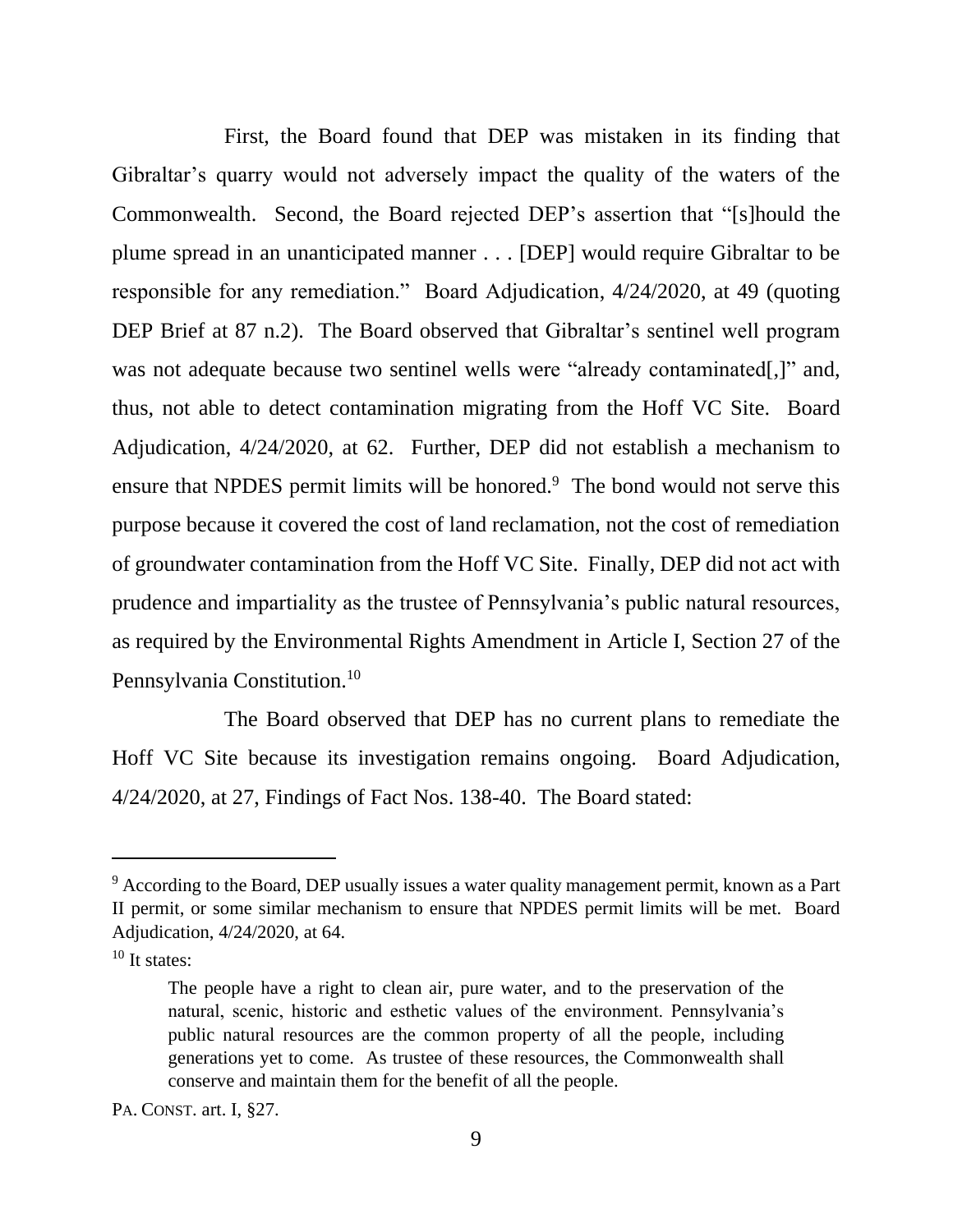First, the Board found that DEP was mistaken in its finding that Gibraltar's quarry would not adversely impact the quality of the waters of the Commonwealth. Second, the Board rejected DEP's assertion that "[s]hould the plume spread in an unanticipated manner . . . [DEP] would require Gibraltar to be responsible for any remediation." Board Adjudication, 4/24/2020, at 49 (quoting DEP Brief at 87 n.2). The Board observed that Gibraltar's sentinel well program was not adequate because two sentinel wells were "already contaminated[,]" and, thus, not able to detect contamination migrating from the Hoff VC Site. Board Adjudication, 4/24/2020, at 62. Further, DEP did not establish a mechanism to ensure that NPDES permit limits will be honored.[9] The bond would not serve this purpose because it covered the cost of land reclamation, not the cost of remediation of groundwater contamination from the Hoff VC Site. Finally, DEP did not act with prudence and impartiality as the trustee of Pennsylvania's public natural resources, as required by the Environmental Rights Amendment in Article I, Section 27 of the Pennsylvania Constitution.[10]

The Board observed that DEP has no current plans to remediate the Hoff VC Site because its investigation remains ongoing. Board Adjudication, 4/24/2020, at 27, Findings of Fact Nos. 138-40. The Board stated:

---

[9] According to the Board, DEP usually issues a water quality management permit, known as a Part II permit, or some similar mechanism to ensure that NPDES permit limits will be met. Board Adjudication, 4/24/2020, at 64.

[10] It states:

> The people have a right to clean air, pure water, and to the preservation of the natural, scenic, historic and esthetic values of the environment. Pennsylvania's public natural resources are the common property of all the people, including generations yet to come. As trustee of these resources, the Commonwealth shall conserve and maintain them for the benefit of all the people.

PA. CONST. art. I, §27.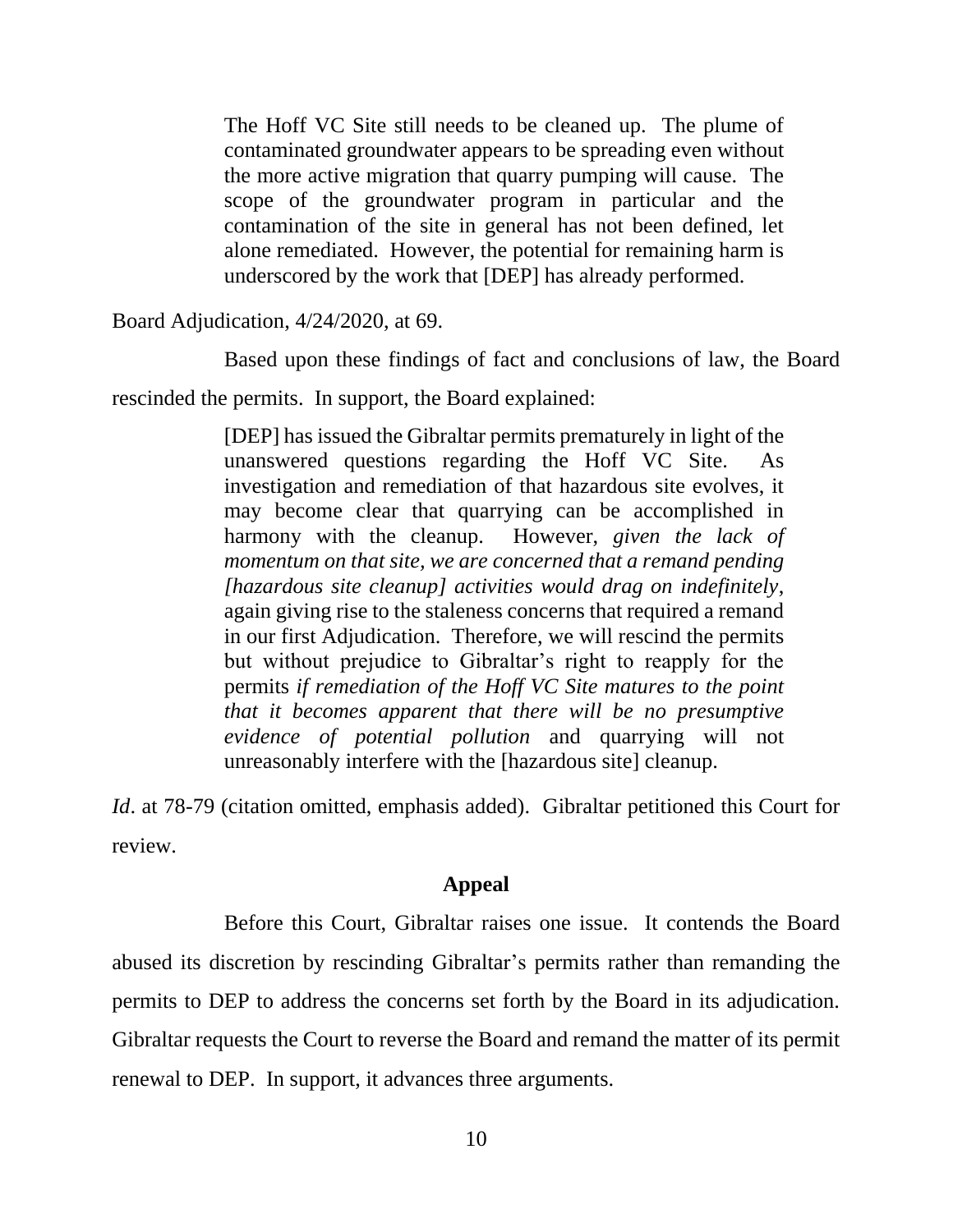> The Hoff VC Site still needs to be cleaned up. The plume of contaminated groundwater appears to be spreading even without the more active migration that quarry pumping will cause. The scope of the groundwater program in particular and the contamination of the site in general has not been defined, let alone remediated. However, the potential for remaining harm is underscored by the work that [DEP] has already performed.

Board Adjudication, 4/24/2020, at 69.

Based upon these findings of fact and conclusions of law, the Board rescinded the permits. In support, the Board explained:

> [DEP] has issued the Gibraltar permits prematurely in light of the unanswered questions regarding the Hoff VC Site. As investigation and remediation of that hazardous site evolves, it may become clear that quarrying can be accomplished in harmony with the cleanup. However, *given the lack of momentum on that site, we are concerned that a remand pending [hazardous site cleanup] activities would drag on indefinitely*, again giving rise to the staleness concerns that required a remand in our first Adjudication. Therefore, we will rescind the permits but without prejudice to Gibraltar's right to reapply for the permits *if remediation of the Hoff VC Site matures to the point that it becomes apparent that there will be no presumptive evidence of potential pollution* and quarrying will not unreasonably interfere with the [hazardous site] cleanup.

*Id*. at 78-79 (citation omitted, emphasis added). Gibraltar petitioned this Court for review.

## Appeal

Before this Court, Gibraltar raises one issue. It contends the Board abused its discretion by rescinding Gibraltar's permits rather than remanding the permits to DEP to address the concerns set forth by the Board in its adjudication. Gibraltar requests the Court to reverse the Board and remand the matter of its permit renewal to DEP. In support, it advances three arguments.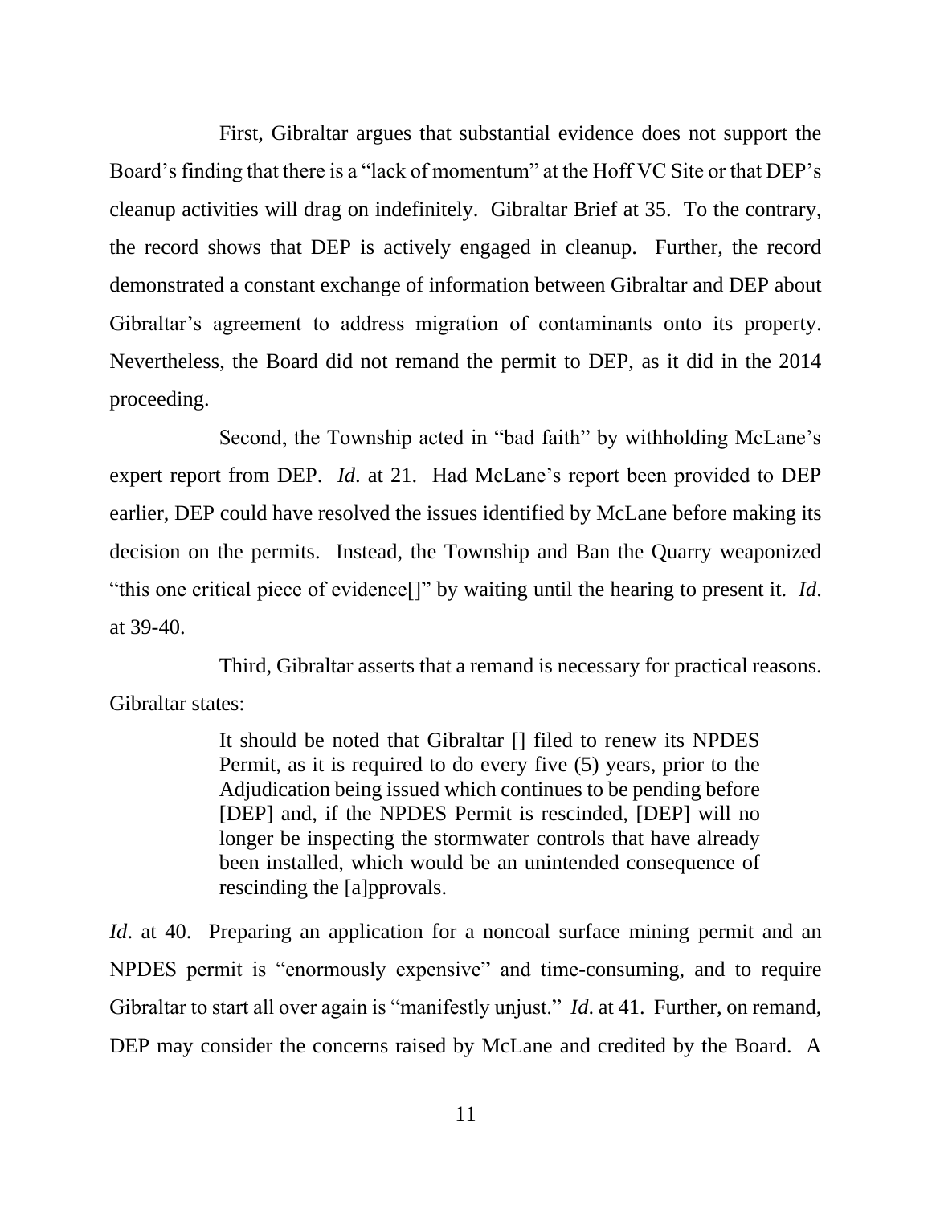First, Gibraltar argues that substantial evidence does not support the Board's finding that there is a "lack of momentum" at the Hoff VC Site or that DEP's cleanup activities will drag on indefinitely. Gibraltar Brief at 35. To the contrary, the record shows that DEP is actively engaged in cleanup. Further, the record demonstrated a constant exchange of information between Gibraltar and DEP about Gibraltar's agreement to address migration of contaminants onto its property. Nevertheless, the Board did not remand the permit to DEP, as it did in the 2014 proceeding.

Second, the Township acted in "bad faith" by withholding McLane's expert report from DEP. *Id*. at 21. Had McLane's report been provided to DEP earlier, DEP could have resolved the issues identified by McLane before making its decision on the permits. Instead, the Township and Ban the Quarry weaponized "this one critical piece of evidence[]" by waiting until the hearing to present it. *Id*. at 39-40.

Third, Gibraltar asserts that a remand is necessary for practical reasons. Gibraltar states:

> It should be noted that Gibraltar [] filed to renew its NPDES Permit, as it is required to do every five (5) years, prior to the Adjudication being issued which continues to be pending before [DEP] and, if the NPDES Permit is rescinded, [DEP] will no longer be inspecting the stormwater controls that have already been installed, which would be an unintended consequence of rescinding the [a]pprovals.

*Id*. at 40. Preparing an application for a noncoal surface mining permit and an NPDES permit is "enormously expensive" and time-consuming, and to require Gibraltar to start all over again is "manifestly unjust." *Id*. at 41. Further, on remand, DEP may consider the concerns raised by McLane and credited by the Board. A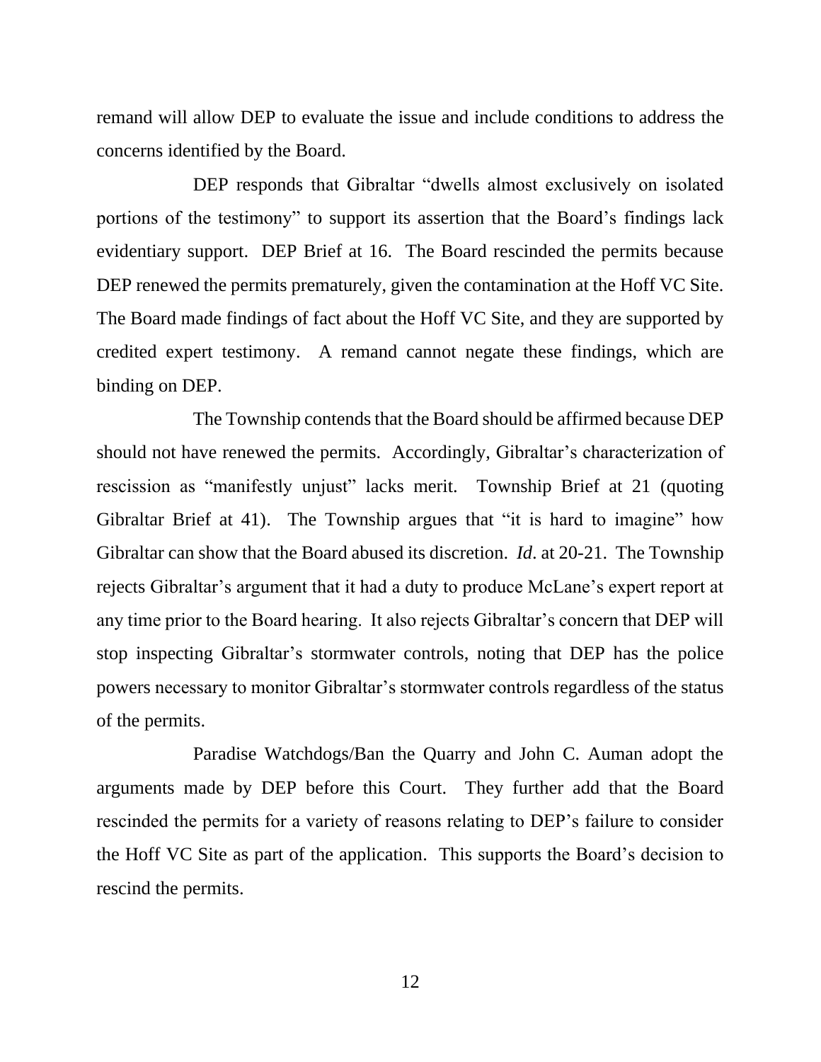remand will allow DEP to evaluate the issue and include conditions to address the concerns identified by the Board.

DEP responds that Gibraltar "dwells almost exclusively on isolated portions of the testimony" to support its assertion that the Board's findings lack evidentiary support. DEP Brief at 16. The Board rescinded the permits because DEP renewed the permits prematurely, given the contamination at the Hoff VC Site. The Board made findings of fact about the Hoff VC Site, and they are supported by credited expert testimony. A remand cannot negate these findings, which are binding on DEP.

The Township contends that the Board should be affirmed because DEP should not have renewed the permits. Accordingly, Gibraltar's characterization of rescission as "manifestly unjust" lacks merit. Township Brief at 21 (quoting Gibraltar Brief at 41). The Township argues that "it is hard to imagine" how Gibraltar can show that the Board abused its discretion. *Id*. at 20-21. The Township rejects Gibraltar's argument that it had a duty to produce McLane's expert report at any time prior to the Board hearing. It also rejects Gibraltar's concern that DEP will stop inspecting Gibraltar's stormwater controls, noting that DEP has the police powers necessary to monitor Gibraltar's stormwater controls regardless of the status of the permits.

Paradise Watchdogs/Ban the Quarry and John C. Auman adopt the arguments made by DEP before this Court. They further add that the Board rescinded the permits for a variety of reasons relating to DEP's failure to consider the Hoff VC Site as part of the application. This supports the Board's decision to rescind the permits.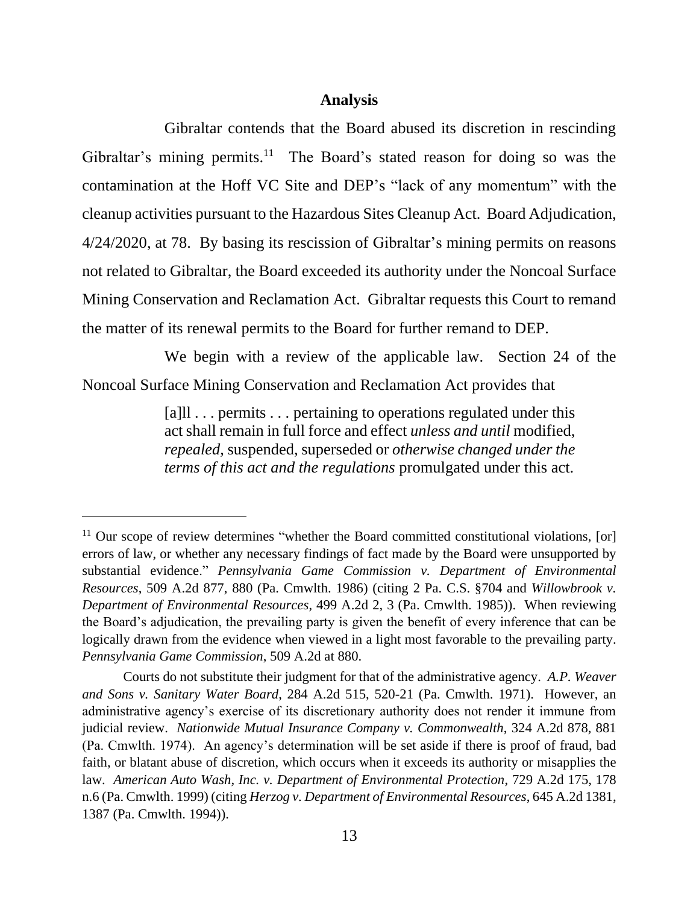**Analysis**

Gibraltar contends that the Board abused its discretion in rescinding Gibraltar's mining permits.[11] The Board's stated reason for doing so was the contamination at the Hoff VC Site and DEP's "lack of any momentum" with the cleanup activities pursuant to the Hazardous Sites Cleanup Act. Board Adjudication, 4/24/2020, at 78. By basing its rescission of Gibraltar's mining permits on reasons not related to Gibraltar, the Board exceeded its authority under the Noncoal Surface Mining Conservation and Reclamation Act. Gibraltar requests this Court to remand the matter of its renewal permits to the Board for further remand to DEP.

We begin with a review of the applicable law. Section 24 of the Noncoal Surface Mining Conservation and Reclamation Act provides that

> [a]ll . . . permits . . . pertaining to operations regulated under this act shall remain in full force and effect *unless and until* modified, *repealed*, suspended, superseded or *otherwise changed under the terms of this act and the regulations* promulgated under this act.

---

[11] Our scope of review determines "whether the Board committed constitutional violations, [or] errors of law, or whether any necessary findings of fact made by the Board were unsupported by substantial evidence." *Pennsylvania Game Commission v. Department of Environmental Resources*, 509 A.2d 877, 880 (Pa. Cmwlth. 1986) (citing 2 Pa. C.S. §704 and *Willowbrook v. Department of Environmental Resources*, 499 A.2d 2, 3 (Pa. Cmwlth. 1985)). When reviewing the Board's adjudication, the prevailing party is given the benefit of every inference that can be logically drawn from the evidence when viewed in a light most favorable to the prevailing party. *Pennsylvania Game Commission*, 509 A.2d at 880.

Courts do not substitute their judgment for that of the administrative agency. *A.P. Weaver and Sons v. Sanitary Water Board*, 284 A.2d 515, 520-21 (Pa. Cmwlth. 1971). However, an administrative agency's exercise of its discretionary authority does not render it immune from judicial review. *Nationwide Mutual Insurance Company v. Commonwealth*, 324 A.2d 878, 881 (Pa. Cmwlth. 1974). An agency's determination will be set aside if there is proof of fraud, bad faith, or blatant abuse of discretion, which occurs when it exceeds its authority or misapplies the law. *American Auto Wash, Inc. v. Department of Environmental Protection*, 729 A.2d 175, 178 n.6 (Pa. Cmwlth. 1999) (citing *Herzog v. Department of Environmental Resources*, 645 A.2d 1381, 1387 (Pa. Cmwlth. 1994)).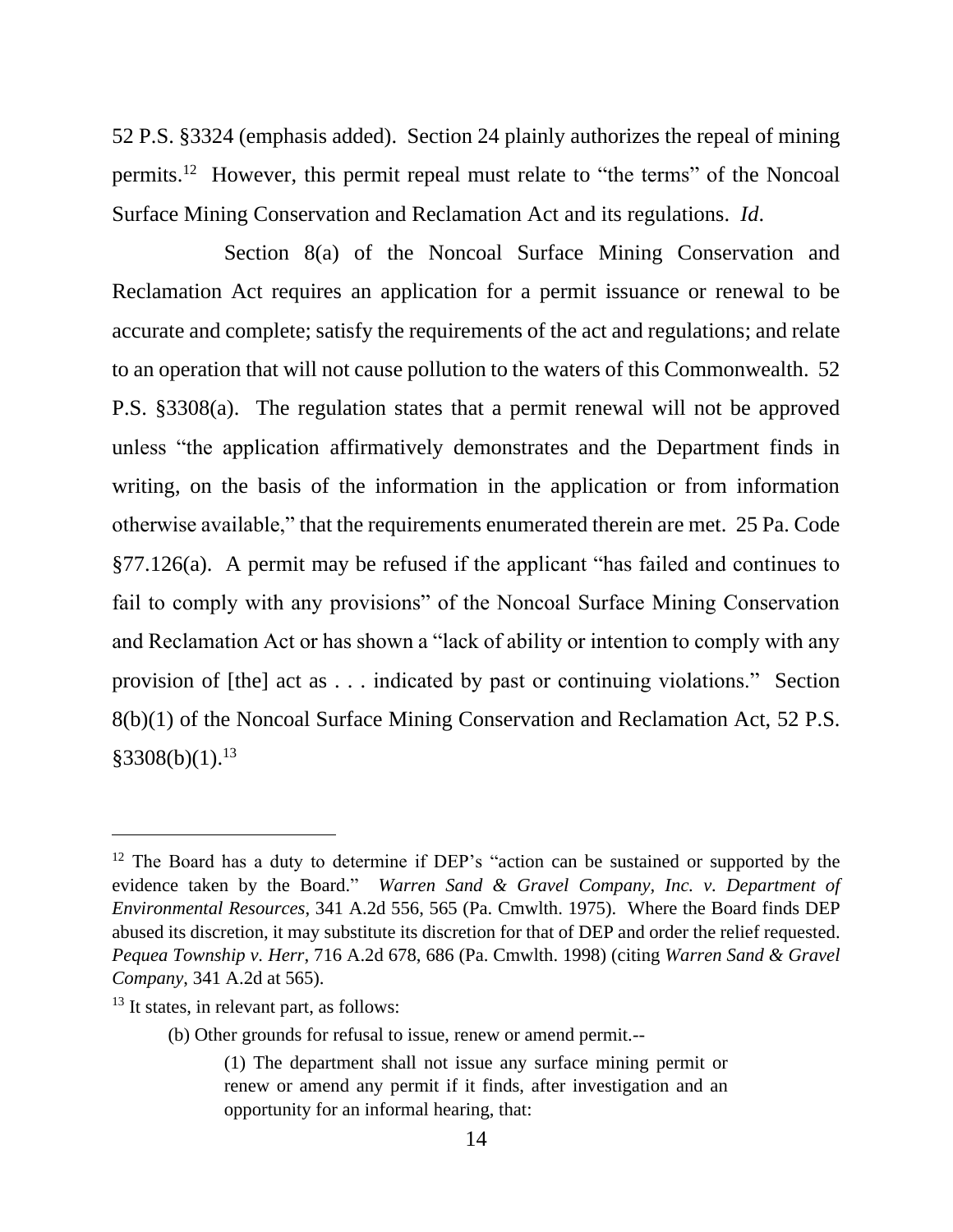52 P.S. §3324 (emphasis added). Section 24 plainly authorizes the repeal of mining permits.[12] However, this permit repeal must relate to "the terms" of the Noncoal Surface Mining Conservation and Reclamation Act and its regulations. *Id*.

Section 8(a) of the Noncoal Surface Mining Conservation and Reclamation Act requires an application for a permit issuance or renewal to be accurate and complete; satisfy the requirements of the act and regulations; and relate to an operation that will not cause pollution to the waters of this Commonwealth. 52 P.S. §3308(a). The regulation states that a permit renewal will not be approved unless "the application affirmatively demonstrates and the Department finds in writing, on the basis of the information in the application or from information otherwise available," that the requirements enumerated therein are met. 25 Pa. Code §77.126(a). A permit may be refused if the applicant "has failed and continues to fail to comply with any provisions" of the Noncoal Surface Mining Conservation and Reclamation Act or has shown a "lack of ability or intention to comply with any provision of [the] act as . . . indicated by past or continuing violations." Section 8(b)(1) of the Noncoal Surface Mining Conservation and Reclamation Act, 52 P.S. §3308(b)(1).[13]

---

[12] The Board has a duty to determine if DEP's "action can be sustained or supported by the evidence taken by the Board." *Warren Sand & Gravel Company, Inc. v. Department of Environmental Resources*, 341 A.2d 556, 565 (Pa. Cmwlth. 1975). Where the Board finds DEP abused its discretion, it may substitute its discretion for that of DEP and order the relief requested. *Pequea Township v. Herr*, 716 A.2d 678, 686 (Pa. Cmwlth. 1998) (citing *Warren Sand & Gravel Company*, 341 A.2d at 565).

[13] It states, in relevant part, as follows:

> (b) Other grounds for refusal to issue, renew or amend permit.--
>
> > (1) The department shall not issue any surface mining permit or renew or amend any permit if it finds, after investigation and an opportunity for an informal hearing, that: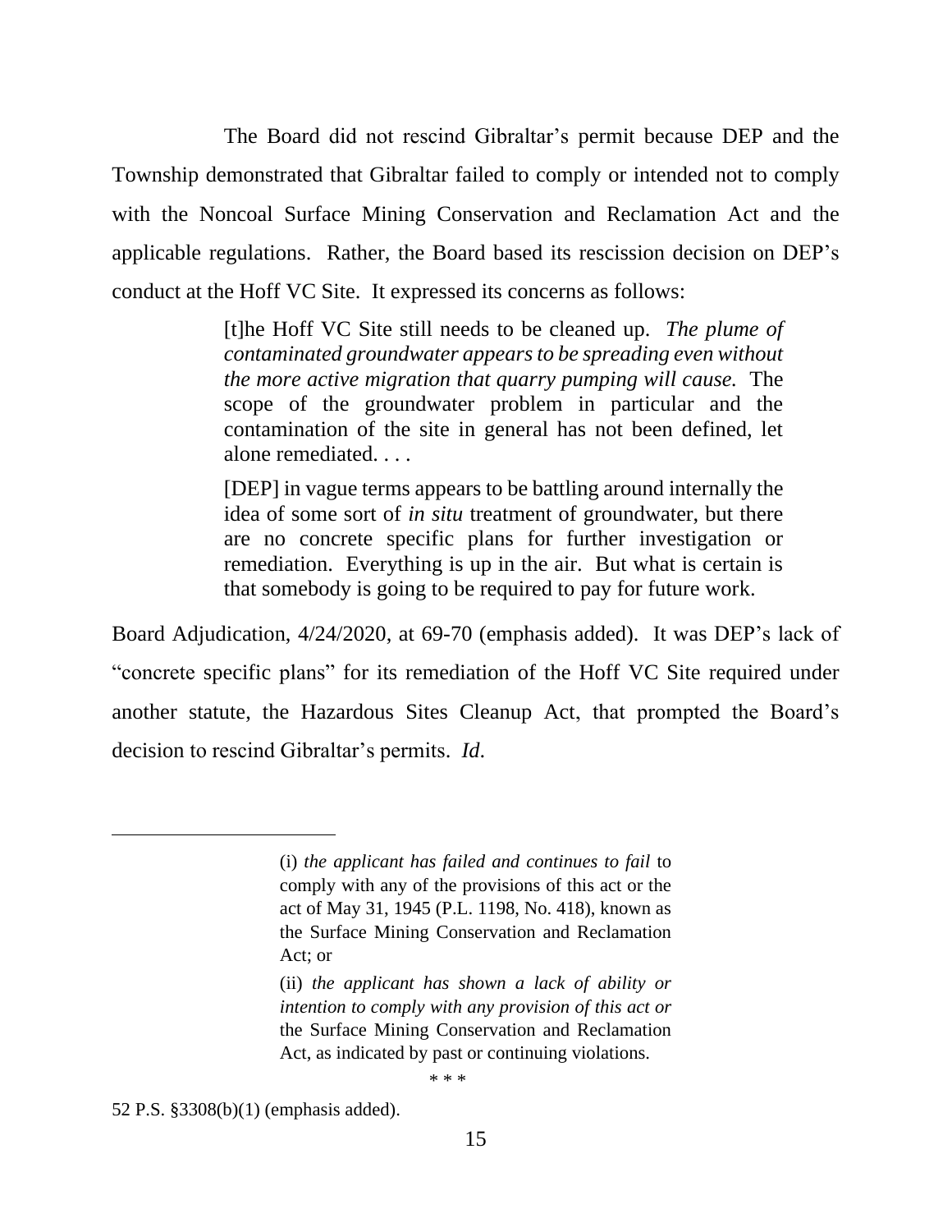The Board did not rescind Gibraltar's permit because DEP and the Township demonstrated that Gibraltar failed to comply or intended not to comply with the Noncoal Surface Mining Conservation and Reclamation Act and the applicable regulations. Rather, the Board based its rescission decision on DEP's conduct at the Hoff VC Site. It expressed its concerns as follows:

> [t]he Hoff VC Site still needs to be cleaned up. *The plume of contaminated groundwater appears to be spreading even without the more active migration that quarry pumping will cause.* The scope of the groundwater problem in particular and the contamination of the site in general has not been defined, let alone remediated. . . .
>
> [DEP] in vague terms appears to be battling around internally the idea of some sort of *in situ* treatment of groundwater, but there are no concrete specific plans for further investigation or remediation. Everything is up in the air. But what is certain is that somebody is going to be required to pay for future work.

Board Adjudication, 4/24/2020, at 69-70 (emphasis added). It was DEP's lack of "concrete specific plans" for its remediation of the Hoff VC Site required under another statute, the Hazardous Sites Cleanup Act, that prompted the Board's decision to rescind Gibraltar's permits. *Id*.

---

> (i) *the applicant has failed and continues to fail* to comply with any of the provisions of this act or the act of May 31, 1945 (P.L. 1198, No. 418), known as the Surface Mining Conservation and Reclamation Act; or
>
> (ii) *the applicant has shown a lack of ability or intention to comply with any provision of this act or* the Surface Mining Conservation and Reclamation Act, as indicated by past or continuing violations.
>
> \* \* \*

52 P.S. §3308(b)(1) (emphasis added).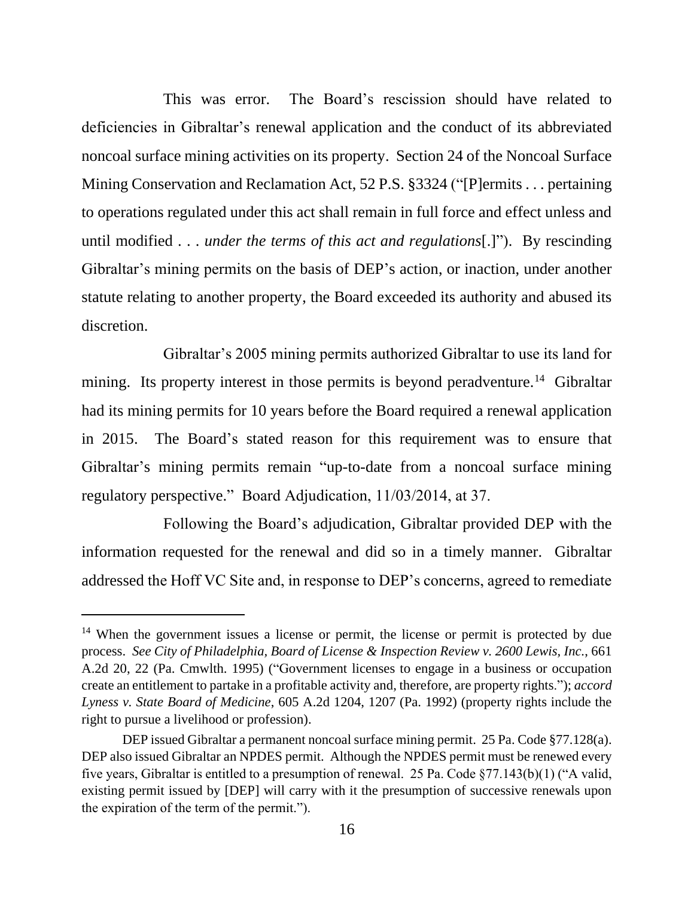This was error. The Board's rescission should have related to deficiencies in Gibraltar's renewal application and the conduct of its abbreviated noncoal surface mining activities on its property. Section 24 of the Noncoal Surface Mining Conservation and Reclamation Act, 52 P.S. §3324 ("[P]ermits . . . pertaining to operations regulated under this act shall remain in full force and effect unless and until modified . . . *under the terms of this act and regulations*[.]"). By rescinding Gibraltar's mining permits on the basis of DEP's action, or inaction, under another statute relating to another property, the Board exceeded its authority and abused its discretion.

Gibraltar's 2005 mining permits authorized Gibraltar to use its land for mining. Its property interest in those permits is beyond peradventure.[14] Gibraltar had its mining permits for 10 years before the Board required a renewal application in 2015. The Board's stated reason for this requirement was to ensure that Gibraltar's mining permits remain "up-to-date from a noncoal surface mining regulatory perspective." Board Adjudication, 11/03/2014, at 37.

Following the Board's adjudication, Gibraltar provided DEP with the information requested for the renewal and did so in a timely manner. Gibraltar addressed the Hoff VC Site and, in response to DEP's concerns, agreed to remediate

---

[14] When the government issues a license or permit, the license or permit is protected by due process. *See City of Philadelphia, Board of License & Inspection Review v. 2600 Lewis, Inc.*, 661 A.2d 20, 22 (Pa. Cmwlth. 1995) ("Government licenses to engage in a business or occupation create an entitlement to partake in a profitable activity and, therefore, are property rights."); *accord Lyness v. State Board of Medicine*, 605 A.2d 1204, 1207 (Pa. 1992) (property rights include the right to pursue a livelihood or profession).

DEP issued Gibraltar a permanent noncoal surface mining permit. 25 Pa. Code §77.128(a). DEP also issued Gibraltar an NPDES permit. Although the NPDES permit must be renewed every five years, Gibraltar is entitled to a presumption of renewal. 25 Pa. Code §77.143(b)(1) ("A valid, existing permit issued by [DEP] will carry with it the presumption of successive renewals upon the expiration of the term of the permit.").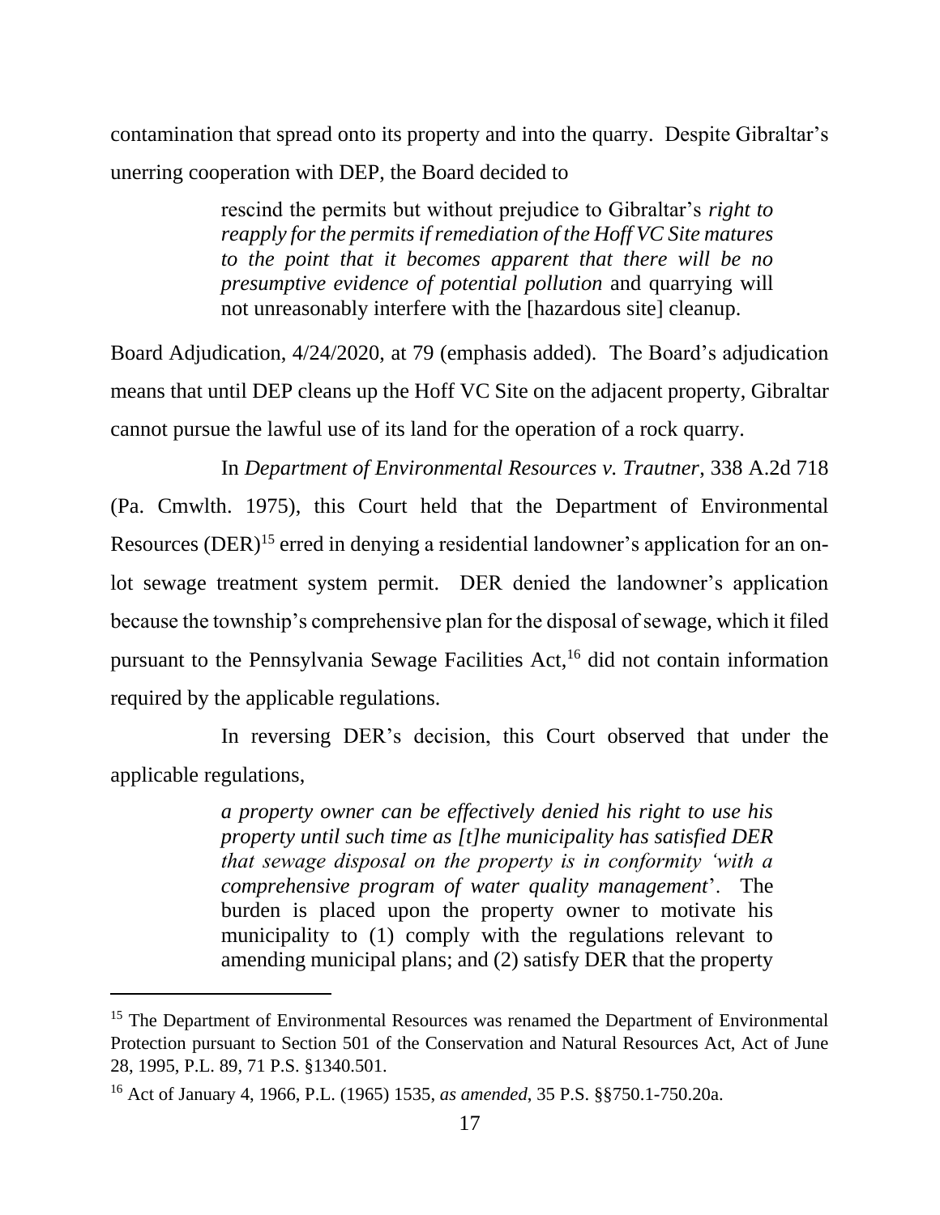contamination that spread onto its property and into the quarry. Despite Gibraltar's unerring cooperation with DEP, the Board decided to

> rescind the permits but without prejudice to Gibraltar's *right to reapply for the permits if remediation of the Hoff VC Site matures to the point that it becomes apparent that there will be no presumptive evidence of potential pollution* and quarrying will not unreasonably interfere with the [hazardous site] cleanup.

Board Adjudication, 4/24/2020, at 79 (emphasis added). The Board's adjudication means that until DEP cleans up the Hoff VC Site on the adjacent property, Gibraltar cannot pursue the lawful use of its land for the operation of a rock quarry.

In *Department of Environmental Resources v. Trautner*, 338 A.2d 718 (Pa. Cmwlth. 1975), this Court held that the Department of Environmental Resources (DER)[15] erred in denying a residential landowner's application for an on-lot sewage treatment system permit. DER denied the landowner's application because the township's comprehensive plan for the disposal of sewage, which it filed pursuant to the Pennsylvania Sewage Facilities Act,[16] did not contain information required by the applicable regulations.

In reversing DER's decision, this Court observed that under the applicable regulations,

> *a property owner can be effectively denied his right to use his property until such time as [t]he municipality has satisfied DER that sewage disposal on the property is in conformity 'with a comprehensive program of water quality management*'. The burden is placed upon the property owner to motivate his municipality to (1) comply with the regulations relevant to amending municipal plans; and (2) satisfy DER that the property

---

[15] The Department of Environmental Resources was renamed the Department of Environmental Protection pursuant to Section 501 of the Conservation and Natural Resources Act, Act of June 28, 1995, P.L. 89, 71 P.S. §1340.501.

[16] Act of January 4, 1966, P.L. (1965) 1535, *as amended*, 35 P.S. §§750.1-750.20a.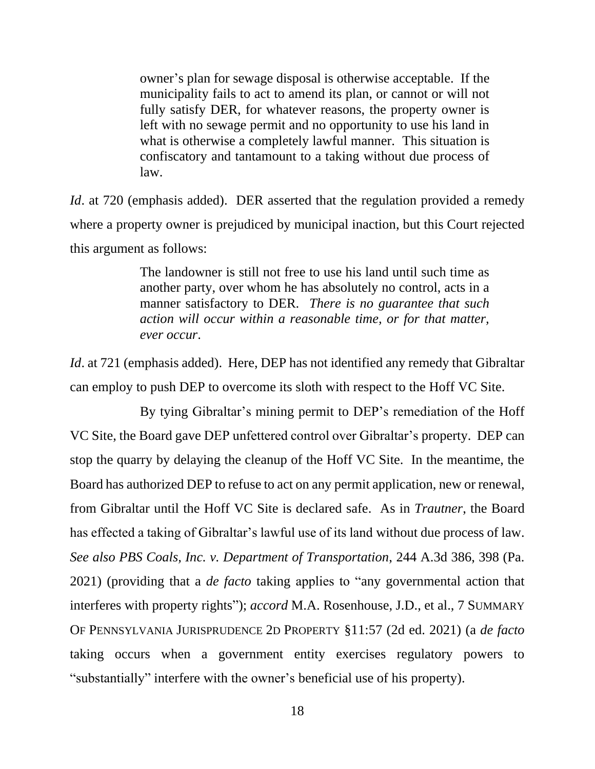> owner's plan for sewage disposal is otherwise acceptable. If the municipality fails to act to amend its plan, or cannot or will not fully satisfy DER, for whatever reasons, the property owner is left with no sewage permit and no opportunity to use his land in what is otherwise a completely lawful manner. This situation is confiscatory and tantamount to a taking without due process of law.

*Id*. at 720 (emphasis added). DER asserted that the regulation provided a remedy where a property owner is prejudiced by municipal inaction, but this Court rejected this argument as follows:

> The landowner is still not free to use his land until such time as another party, over whom he has absolutely no control, acts in a manner satisfactory to DER. *There is no guarantee that such action will occur within a reasonable time, or for that matter, ever occur*.

*Id*. at 721 (emphasis added). Here, DEP has not identified any remedy that Gibraltar can employ to push DEP to overcome its sloth with respect to the Hoff VC Site.

By tying Gibraltar's mining permit to DEP's remediation of the Hoff VC Site, the Board gave DEP unfettered control over Gibraltar's property. DEP can stop the quarry by delaying the cleanup of the Hoff VC Site. In the meantime, the Board has authorized DEP to refuse to act on any permit application, new or renewal, from Gibraltar until the Hoff VC Site is declared safe. As in *Trautner*, the Board has effected a taking of Gibraltar's lawful use of its land without due process of law. *See also PBS Coals, Inc. v. Department of Transportation*, 244 A.3d 386, 398 (Pa. 2021) (providing that a *de facto* taking applies to "any governmental action that interferes with property rights"); *accord* M.A. Rosenhouse, J.D., et al., 7 SUMMARY OF PENNSYLVANIA JURISPRUDENCE 2D PROPERTY §11:57 (2d ed. 2021) (a *de facto* taking occurs when a government entity exercises regulatory powers to "substantially" interfere with the owner's beneficial use of his property).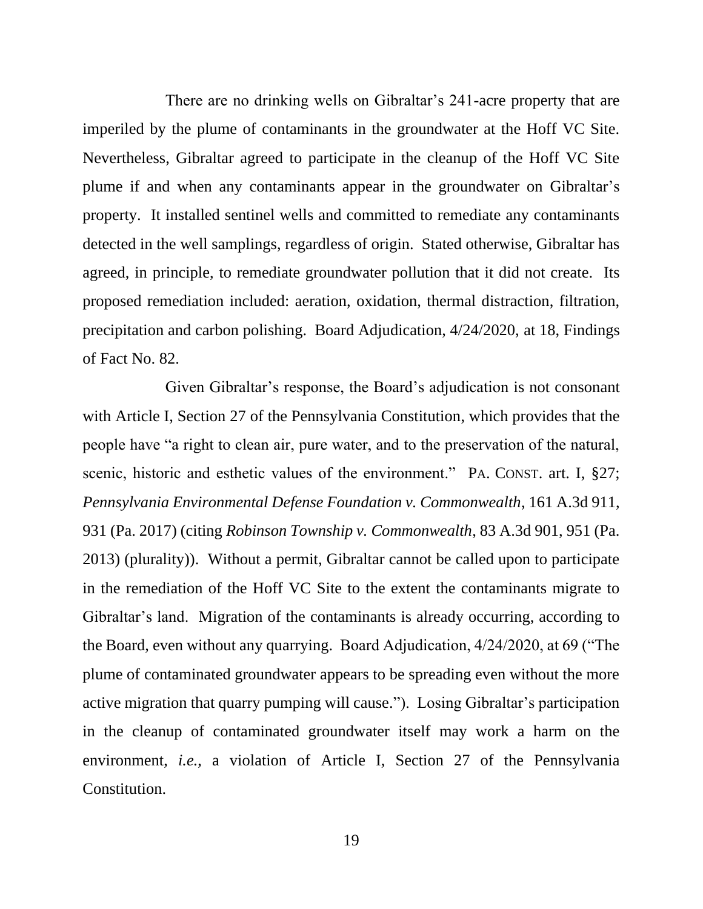There are no drinking wells on Gibraltar's 241-acre property that are imperiled by the plume of contaminants in the groundwater at the Hoff VC Site. Nevertheless, Gibraltar agreed to participate in the cleanup of the Hoff VC Site plume if and when any contaminants appear in the groundwater on Gibraltar's property. It installed sentinel wells and committed to remediate any contaminants detected in the well samplings, regardless of origin. Stated otherwise, Gibraltar has agreed, in principle, to remediate groundwater pollution that it did not create. Its proposed remediation included: aeration, oxidation, thermal distraction, filtration, precipitation and carbon polishing. Board Adjudication, 4/24/2020, at 18, Findings of Fact No. 82.

Given Gibraltar's response, the Board's adjudication is not consonant with Article I, Section 27 of the Pennsylvania Constitution, which provides that the people have "a right to clean air, pure water, and to the preservation of the natural, scenic, historic and esthetic values of the environment." PA. CONST. art. I, §27; *Pennsylvania Environmental Defense Foundation v. Commonwealth*, 161 A.3d 911, 931 (Pa. 2017) (citing *Robinson Township v. Commonwealth*, 83 A.3d 901, 951 (Pa. 2013) (plurality)). Without a permit, Gibraltar cannot be called upon to participate in the remediation of the Hoff VC Site to the extent the contaminants migrate to Gibraltar's land. Migration of the contaminants is already occurring, according to the Board, even without any quarrying. Board Adjudication, 4/24/2020, at 69 ("The plume of contaminated groundwater appears to be spreading even without the more active migration that quarry pumping will cause."). Losing Gibraltar's participation in the cleanup of contaminated groundwater itself may work a harm on the environment, *i.e.*, a violation of Article I, Section 27 of the Pennsylvania Constitution.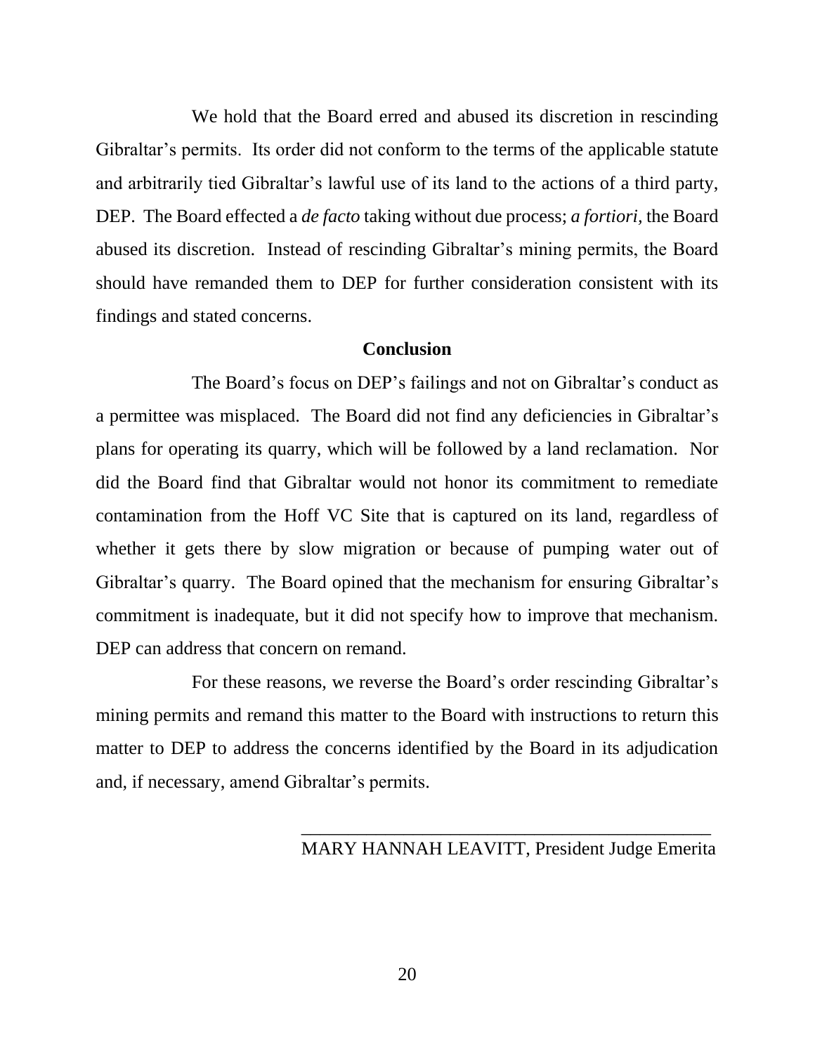We hold that the Board erred and abused its discretion in rescinding Gibraltar's permits. Its order did not conform to the terms of the applicable statute and arbitrarily tied Gibraltar's lawful use of its land to the actions of a third party, DEP. The Board effected a *de facto* taking without due process; *a fortiori*, the Board abused its discretion. Instead of rescinding Gibraltar's mining permits, the Board should have remanded them to DEP for further consideration consistent with its findings and stated concerns.

## Conclusion

The Board's focus on DEP's failings and not on Gibraltar's conduct as a permittee was misplaced. The Board did not find any deficiencies in Gibraltar's plans for operating its quarry, which will be followed by a land reclamation. Nor did the Board find that Gibraltar would not honor its commitment to remediate contamination from the Hoff VC Site that is captured on its land, regardless of whether it gets there by slow migration or because of pumping water out of Gibraltar's quarry. The Board opined that the mechanism for ensuring Gibraltar's commitment is inadequate, but it did not specify how to improve that mechanism. DEP can address that concern on remand.

For these reasons, we reverse the Board's order rescinding Gibraltar's mining permits and remand this matter to the Board with instructions to return this matter to DEP to address the concerns identified by the Board in its adjudication and, if necessary, amend Gibraltar's permits.

\_\_\_\_\_\_\_\_\_\_\_\_\_\_\_\_\_\_\_\_\_\_\_\_\_\_\_\_\_\_\_\_\_\_\_\_\_\_\_\_\_\_\_\_\_\_

MARY HANNAH LEAVITT, President Judge Emerita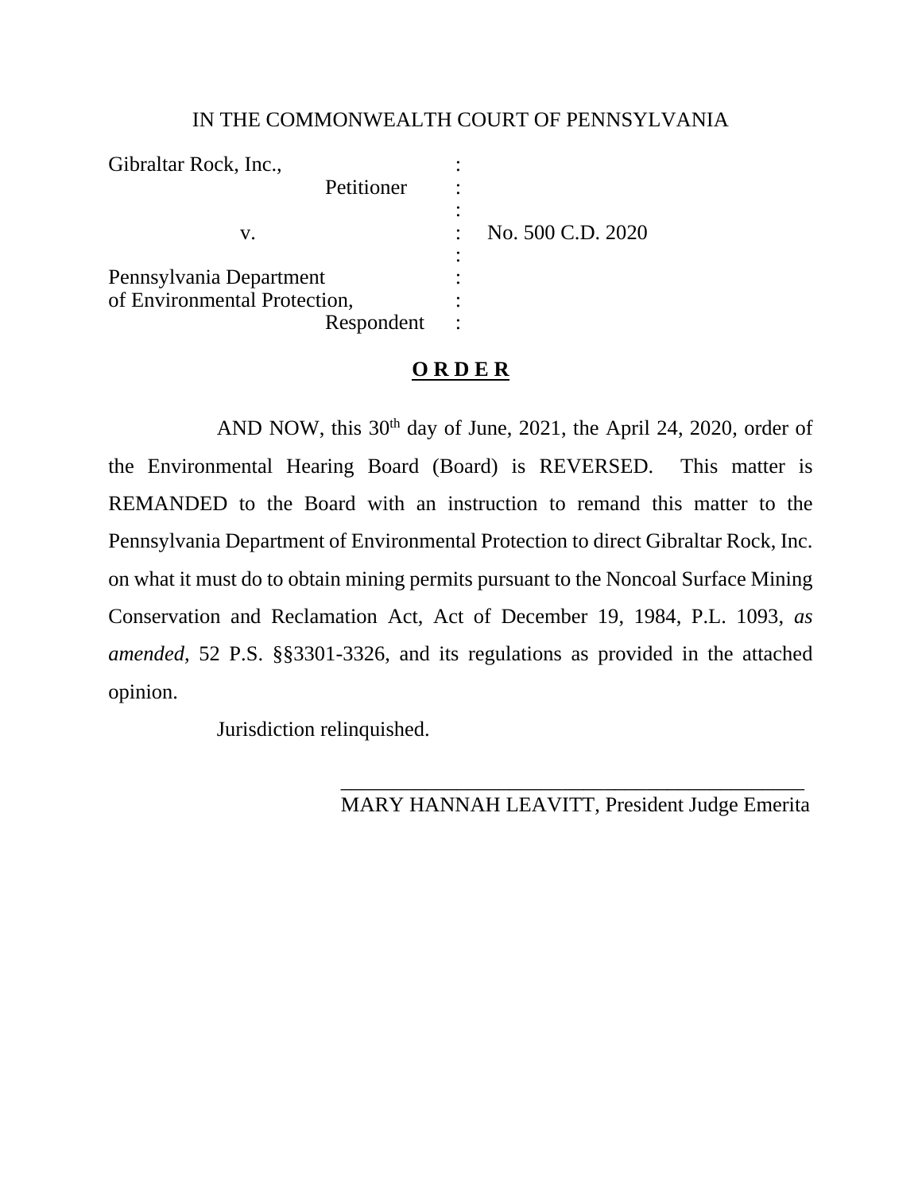IN THE COMMONWEALTH COURT OF PENNSYLVANIA

Gibraltar Rock, Inc., :
Petitioner :
:
v. : No. 500 C.D. 2020
:
Pennsylvania Department :
of Environmental Protection, :
Respondent :

**O R D E R**

AND NOW, this 30th day of June, 2021, the April 24, 2020, order of the Environmental Hearing Board (Board) is REVERSED. This matter is REMANDED to the Board with an instruction to remand this matter to the Pennsylvania Department of Environmental Protection to direct Gibraltar Rock, Inc. on what it must do to obtain mining permits pursuant to the Noncoal Surface Mining Conservation and Reclamation Act, Act of December 19, 1984, P.L. 1093, *as amended*, 52 P.S. §§3301-3326, and its regulations as provided in the attached opinion.

Jurisdiction relinquished.

______________________________________________
MARY HANNAH LEAVITT, President Judge Emerita